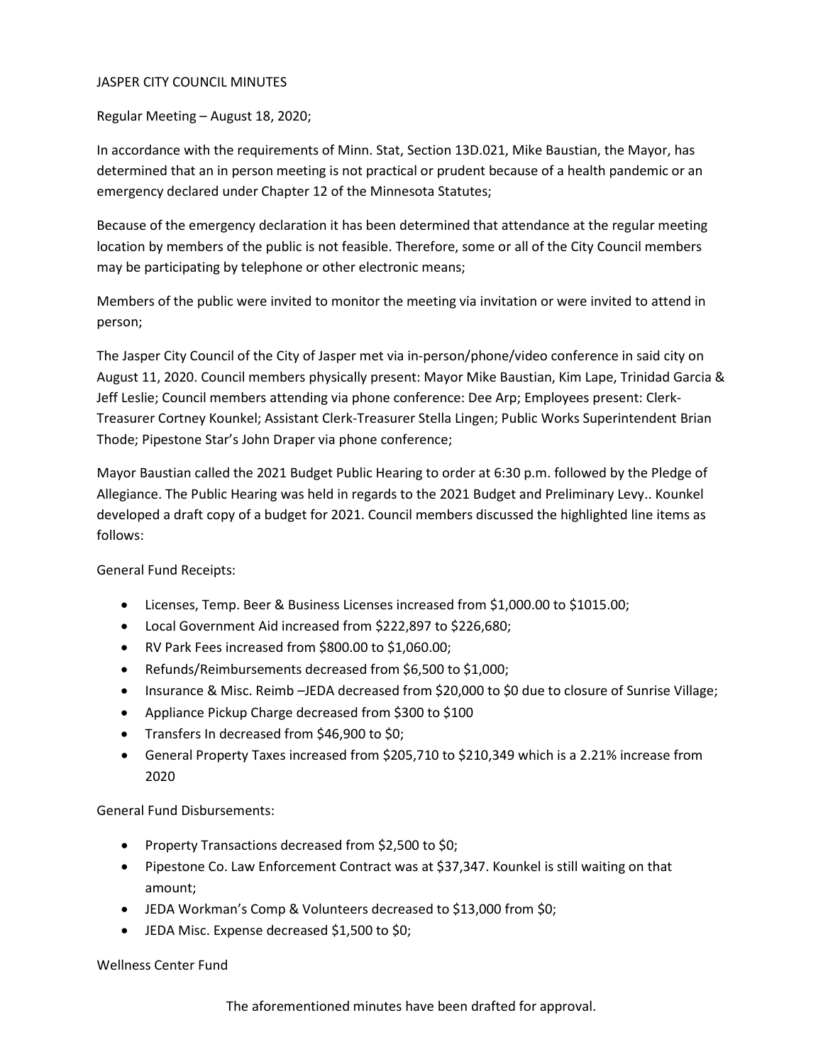JASPER CITY COUNCIL MINUTES

Regular Meeting – August 18, 2020;

In accordance with the requirements of Minn. Stat, Section 13D.021, Mike Baustian, the Mayor, has determined that an in person meeting is not practical or prudent because of a health pandemic or an emergency declared under Chapter 12 of the Minnesota Statutes;

Because of the emergency declaration it has been determined that attendance at the regular meeting location by members of the public is not feasible. Therefore, some or all of the City Council members may be participating by telephone or other electronic means;

Members of the public were invited to monitor the meeting via invitation or were invited to attend in person;

The Jasper City Council of the City of Jasper met via in-person/phone/video conference in said city on August 11, 2020. Council members physically present: Mayor Mike Baustian, Kim Lape, Trinidad Garcia & Jeff Leslie; Council members attending via phone conference: Dee Arp; Employees present: Clerk-Treasurer Cortney Kounkel; Assistant Clerk-Treasurer Stella Lingen; Public Works Superintendent Brian Thode; Pipestone Star's John Draper via phone conference;

Mayor Baustian called the 2021 Budget Public Hearing to order at 6:30 p.m. followed by the Pledge of Allegiance. The Public Hearing was held in regards to the 2021 Budget and Preliminary Levy.. Kounkel developed a draft copy of a budget for 2021. Council members discussed the highlighted line items as follows:

General Fund Receipts:

- Licenses, Temp. Beer & Business Licenses increased from $1,000.00 to $1015.00;
- Local Government Aid increased from $222,897 to $226,680;
- RV Park Fees increased from $800.00 to $1,060.00;
- Refunds/Reimbursements decreased from $6,500 to $1,000;
- Insurance & Misc. Reimb –JEDA decreased from $20,000 to $0 due to closure of Sunrise Village;
- Appliance Pickup Charge decreased from $300 to $100
- Transfers In decreased from $46,900 to $0;
- General Property Taxes increased from $205,710 to $210,349 which is a 2.21% increase from 2020

General Fund Disbursements:

- Property Transactions decreased from $2,500 to $0;
- Pipestone Co. Law Enforcement Contract was at $37,347. Kounkel is still waiting on that amount;
- JEDA Workman's Comp & Volunteers decreased to $13,000 from $0;
- JEDA Misc. Expense decreased $1,500 to $0;

Wellness Center Fund

The aforementioned minutes have been drafted for approval.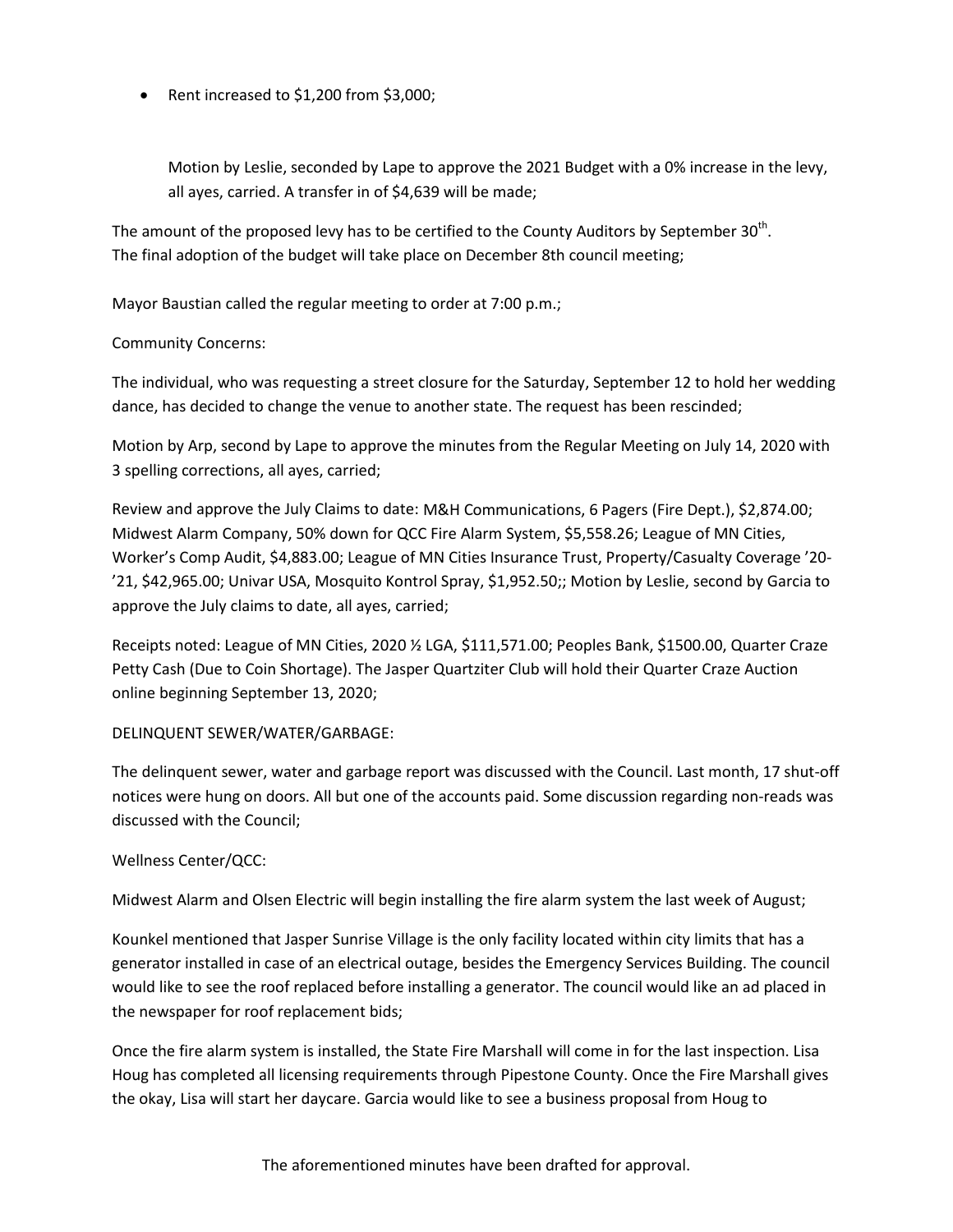- Rent increased to $1,200 from $3,000;

  Motion by Leslie, seconded by Lape to approve the 2021 Budget with a 0% increase in the levy, all ayes, carried. A transfer in of $4,639 will be made;

The amount of the proposed levy has to be certified to the County Auditors by September 30th. The final adoption of the budget will take place on December 8th council meeting;

Mayor Baustian called the regular meeting to order at 7:00 p.m.;

Community Concerns:

The individual, who was requesting a street closure for the Saturday, September 12 to hold her wedding dance, has decided to change the venue to another state. The request has been rescinded;

Motion by Arp, second by Lape to approve the minutes from the Regular Meeting on July 14, 2020 with 3 spelling corrections, all ayes, carried;

Review and approve the July Claims to date: M&H Communications, 6 Pagers (Fire Dept.), $2,874.00; Midwest Alarm Company, 50% down for QCC Fire Alarm System, $5,558.26; League of MN Cities, Worker's Comp Audit, $4,883.00; League of MN Cities Insurance Trust, Property/Casualty Coverage '20-'21, $42,965.00; Univar USA, Mosquito Kontrol Spray, $1,952.50;; Motion by Leslie, second by Garcia to approve the July claims to date, all ayes, carried;

Receipts noted: League of MN Cities, 2020 ½ LGA, $111,571.00; Peoples Bank, $1500.00, Quarter Craze Petty Cash (Due to Coin Shortage). The Jasper Quartziter Club will hold their Quarter Craze Auction online beginning September 13, 2020;

DELINQUENT SEWER/WATER/GARBAGE:

The delinquent sewer, water and garbage report was discussed with the Council. Last month, 17 shut-off notices were hung on doors. All but one of the accounts paid. Some discussion regarding non-reads was discussed with the Council;

Wellness Center/QCC:

Midwest Alarm and Olsen Electric will begin installing the fire alarm system the last week of August;

Kounkel mentioned that Jasper Sunrise Village is the only facility located within city limits that has a generator installed in case of an electrical outage, besides the Emergency Services Building. The council would like to see the roof replaced before installing a generator. The council would like an ad placed in the newspaper for roof replacement bids;

Once the fire alarm system is installed, the State Fire Marshall will come in for the last inspection. Lisa Houg has completed all licensing requirements through Pipestone County. Once the Fire Marshall gives the okay, Lisa will start her daycare. Garcia would like to see a business proposal from Houg to

The aforementioned minutes have been drafted for approval.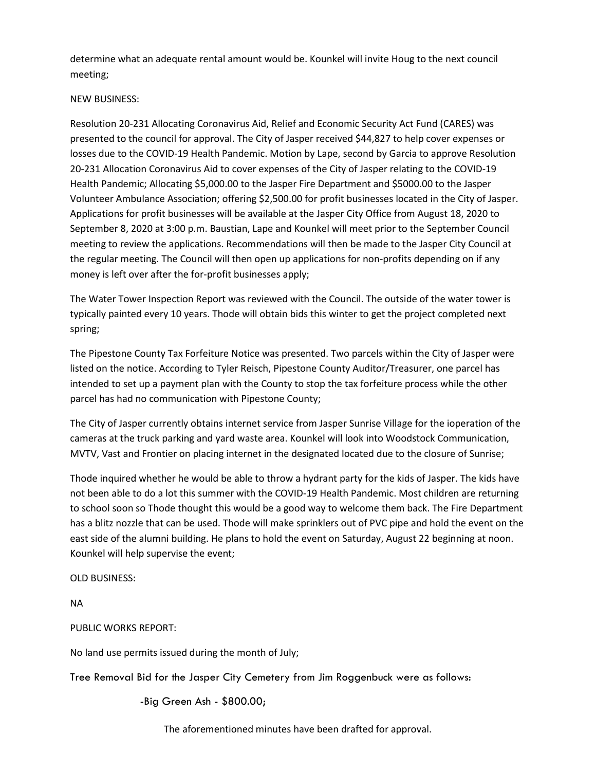determine what an adequate rental amount would be. Kounkel will invite Houg to the next council meeting;

NEW BUSINESS:

Resolution 20-231 Allocating Coronavirus Aid, Relief and Economic Security Act Fund (CARES) was presented to the council for approval. The City of Jasper received $44,827 to help cover expenses or losses due to the COVID-19 Health Pandemic. Motion by Lape, second by Garcia to approve Resolution 20-231 Allocation Coronavirus Aid to cover expenses of the City of Jasper relating to the COVID-19 Health Pandemic; Allocating $5,000.00 to the Jasper Fire Department and $5000.00 to the Jasper Volunteer Ambulance Association; offering $2,500.00 for profit businesses located in the City of Jasper. Applications for profit businesses will be available at the Jasper City Office from August 18, 2020 to September 8, 2020 at 3:00 p.m. Baustian, Lape and Kounkel will meet prior to the September Council meeting to review the applications. Recommendations will then be made to the Jasper City Council at the regular meeting. The Council will then open up applications for non-profits depending on if any money is left over after the for-profit businesses apply;

The Water Tower Inspection Report was reviewed with the Council. The outside of the water tower is typically painted every 10 years. Thode will obtain bids this winter to get the project completed next spring;

The Pipestone County Tax Forfeiture Notice was presented. Two parcels within the City of Jasper were listed on the notice. According to Tyler Reisch, Pipestone County Auditor/Treasurer, one parcel has intended to set up a payment plan with the County to stop the tax forfeiture process while the other parcel has had no communication with Pipestone County;

The City of Jasper currently obtains internet service from Jasper Sunrise Village for the ioperation of the cameras at the truck parking and yard waste area. Kounkel will look into Woodstock Communication, MVTV, Vast and Frontier on placing internet in the designated located due to the closure of Sunrise;

Thode inquired whether he would be able to throw a hydrant party for the kids of Jasper. The kids have not been able to do a lot this summer with the COVID-19 Health Pandemic. Most children are returning to school soon so Thode thought this would be a good way to welcome them back. The Fire Department has a blitz nozzle that can be used. Thode will make sprinklers out of PVC pipe and hold the event on the east side of the alumni building. He plans to hold the event on Saturday, August 22 beginning at noon. Kounkel will help supervise the event;

OLD BUSINESS:

NA

PUBLIC WORKS REPORT:

No land use permits issued during the month of July;

Tree Removal Bid for the Jasper City Cemetery from Jim Roggenbuck were as follows:

-Big Green Ash - $800.00;

The aforementioned minutes have been drafted for approval.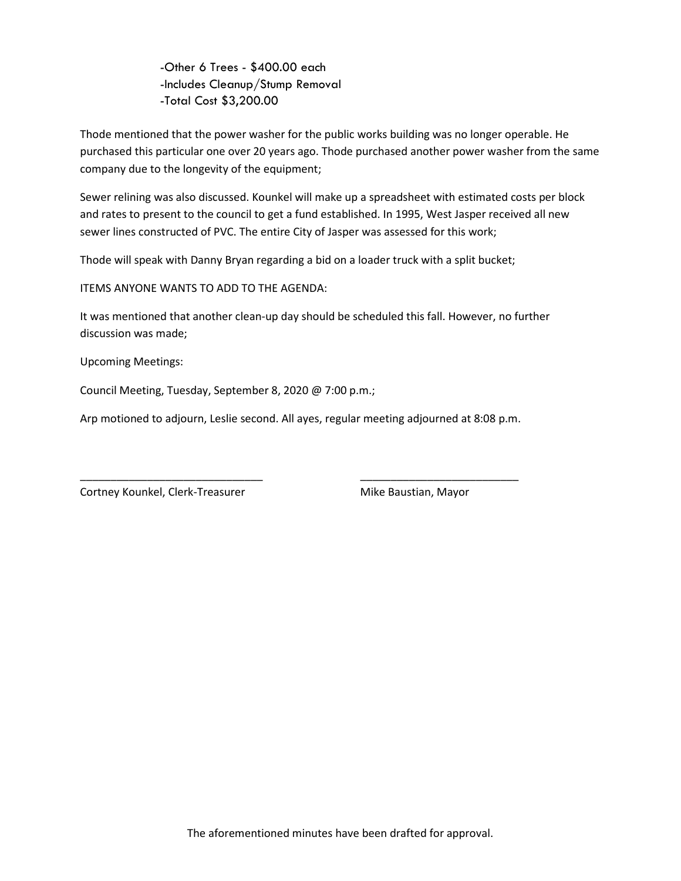- Other 6 Trees - $400.00 each
- Includes Cleanup/Stump Removal
- Total Cost $3,200.00

Thode mentioned that the power washer for the public works building was no longer operable. He purchased this particular one over 20 years ago. Thode purchased another power washer from the same company due to the longevity of the equipment;

Sewer relining was also discussed. Kounkel will make up a spreadsheet with estimated costs per block and rates to present to the council to get a fund established. In 1995, West Jasper received all new sewer lines constructed of PVC. The entire City of Jasper was assessed for this work;

Thode will speak with Danny Bryan regarding a bid on a loader truck with a split bucket;

ITEMS ANYONE WANTS TO ADD TO THE AGENDA:

It was mentioned that another clean-up day should be scheduled this fall. However, no further discussion was made;

Upcoming Meetings:

Council Meeting, Tuesday, September 8, 2020 @ 7:00 p.m.;

Arp motioned to adjourn, Leslie second. All ayes, regular meeting adjourned at 8:08 p.m.

______________________________ ______________________________

Cortney Kounkel, Clerk-Treasurer Mike Baustian, Mayor

The aforementioned minutes have been drafted for approval.